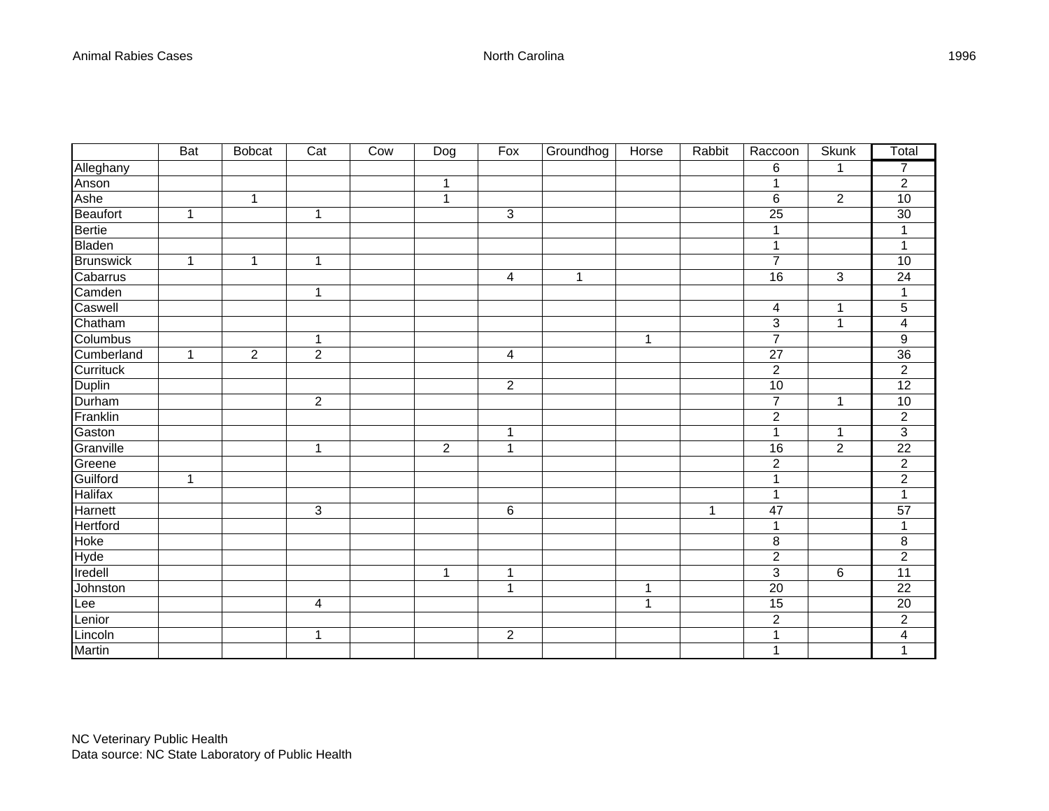Animal Rabies Cases — North Carolina — 1996

| | Bat | Bobcat | Cat | Cow | Dog | Fox | Groundhog | Horse | Rabbit | Raccoon | Skunk | Total |
|---|---|---|---|---|---|---|---|---|---|---|---|---|
| Alleghany | | | | | | | | | | 6 | 1 | 7 |
| Anson | | | | | 1 | | | | | 1 | | 2 |
| Ashe | | 1 | | | 1 | | | | | 6 | 2 | 10 |
| Beaufort | 1 | | 1 | | | 3 | | | | 25 | | 30 |
| Bertie | | | | | | | | | | 1 | | 1 |
| Bladen | | | | | | | | | | 1 | | 1 |
| Brunswick | 1 | 1 | 1 | | | | | | | 7 | | 10 |
| Cabarrus | | | | | | 4 | 1 | | | 16 | 3 | 24 |
| Camden | | | 1 | | | | | | | | | 1 |
| Caswell | | | | | | | | | | 4 | 1 | 5 |
| Chatham | | | | | | | | | | 3 | 1 | 4 |
| Columbus | | | 1 | | | | | 1 | | 7 | | 9 |
| Cumberland | 1 | 2 | 2 | | | 4 | | | | 27 | | 36 |
| Currituck | | | | | | | | | | 2 | | 2 |
| Duplin | | | | | | 2 | | | | 10 | | 12 |
| Durham | | | 2 | | | | | | | 7 | 1 | 10 |
| Franklin | | | | | | | | | | 2 | | 2 |
| Gaston | | | | | | 1 | | | | 1 | 1 | 3 |
| Granville | | | 1 | | 2 | 1 | | | | 16 | 2 | 22 |
| Greene | | | | | | | | | | 2 | | 2 |
| Guilford | 1 | | | | | | | | | 1 | | 2 |
| Halifax | | | | | | | | | | 1 | | 1 |
| Harnett | | | 3 | | | 6 | | | 1 | 47 | | 57 |
| Hertford | | | | | | | | | | 1 | | 1 |
| Hoke | | | | | | | | | | 8 | | 8 |
| Hyde | | | | | | | | | | 2 | | 2 |
| Iredell | | | | | 1 | 1 | | | | 3 | 6 | 11 |
| Johnston | | | | | | 1 | | 1 | | 20 | | 22 |
| Lee | | | 4 | | | | | 1 | | 15 | | 20 |
| Lenior | | | | | | | | | | 2 | | 2 |
| Lincoln | | | 1 | | | 2 | | | | 1 | | 4 |
| Martin | | | | | | | | | | 1 | | 1 |

NC Veterinary Public Health
Data source: NC State Laboratory of Public Health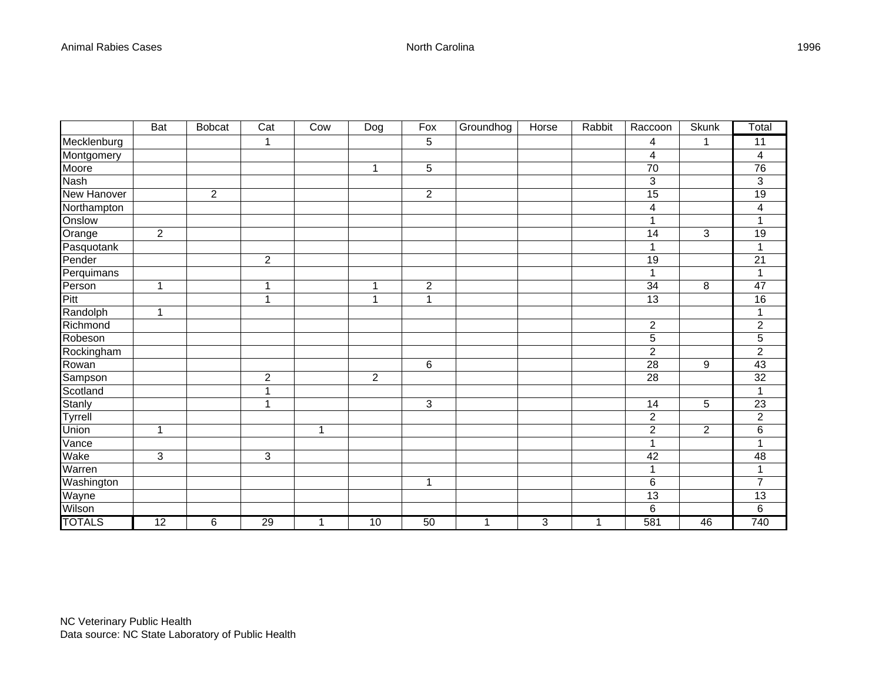Animal Rabies Cases North Carolina 1996

| | Bat | Bobcat | Cat | Cow | Dog | Fox | Groundhog | Horse | Rabbit | Raccoon | Skunk | Total |
|---|---|---|---|---|---|---|---|---|---|---|---|---|
| Mecklenburg | | | 1 | | | 5 | | | | 4 | 1 | 11 |
| Montgomery | | | | | | | | | | 4 | | 4 |
| Moore | | | | | 1 | 5 | | | | 70 | | 76 |
| Nash | | | | | | | | | | 3 | | 3 |
| New Hanover | | 2 | | | | 2 | | | | 15 | | 19 |
| Northampton | | | | | | | | | | 4 | | 4 |
| Onslow | | | | | | | | | | 1 | | 1 |
| Orange | 2 | | | | | | | | | 14 | 3 | 19 |
| Pasquotank | | | | | | | | | | 1 | | 1 |
| Pender | | | 2 | | | | | | | 19 | | 21 |
| Perquimans | | | | | | | | | | 1 | | 1 |
| Person | 1 | | 1 | | 1 | 2 | | | | 34 | 8 | 47 |
| Pitt | | | 1 | | 1 | 1 | | | | 13 | | 16 |
| Randolph | 1 | | | | | | | | | | | 1 |
| Richmond | | | | | | | | | | 2 | | 2 |
| Robeson | | | | | | | | | | 5 | | 5 |
| Rockingham | | | | | | | | | | 2 | | 2 |
| Rowan | | | | | | 6 | | | | 28 | 9 | 43 |
| Sampson | | | 2 | | 2 | | | | | 28 | | 32 |
| Scotland | | | 1 | | | | | | | | | 1 |
| Stanly | | | 1 | | | 3 | | | | 14 | 5 | 23 |
| Tyrrell | | | | | | | | | | 2 | | 2 |
| Union | 1 | | | 1 | | | | | | 2 | 2 | 6 |
| Vance | | | | | | | | | | 1 | | 1 |
| Wake | 3 | | 3 | | | | | | | 42 | | 48 |
| Warren | | | | | | | | | | 1 | | 1 |
| Washington | | | | | | 1 | | | | 6 | | 7 |
| Wayne | | | | | | | | | | 13 | | 13 |
| Wilson | | | | | | | | | | 6 | | 6 |
| TOTALS | 12 | 6 | 29 | 1 | 10 | 50 | 1 | 3 | 1 | 581 | 46 | 740 |

NC Veterinary Public Health
Data source: NC State Laboratory of Public Health